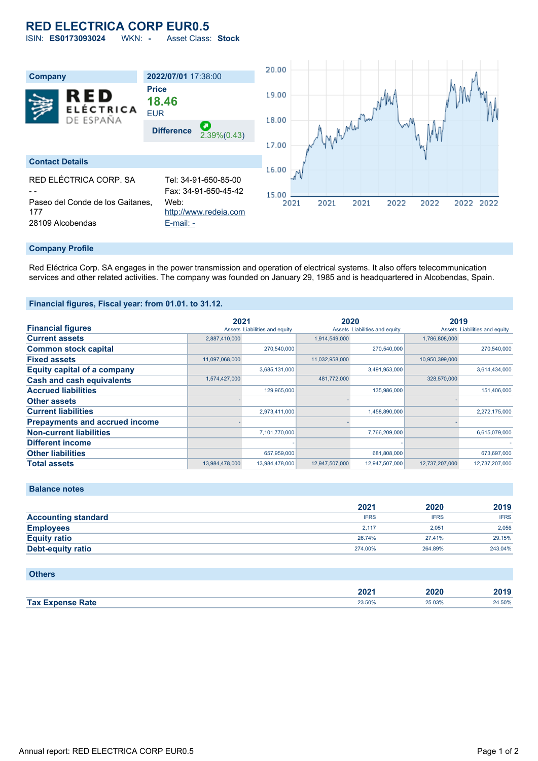# RED ELECTRICA CORP EUR0.5

ISIN: **ES0173093024** WKN: **-** Asset Class: **Stock**

**Company**

RED ELÉCTRICA DE ESPAÑA

**2022/07/01** 17:38:00

**Price**

**18.46**

EUR

**Difference** 2.39%(0.43)

20.00
19.00
18.00
17.00
16.00
15.00
2021 2021 2021 2022 2022 2022 2022

**Contact Details**

RED ELÉCTRICA CORP. SA
- -
Paseo del Conde de los Gaitanes, 177
28109 Alcobendas

Tel: 34-91-650-85-00
Fax: 34-91-650-45-42
Web: http://www.redeia.com
E-mail: -

## Company Profile

Red Eléctrica Corp. SA engages in the power transmission and operation of electrical systems. It also offers telecommunication services and other related activities. The company was founded on January 29, 1985 and is headquartered in Alcobendas, Spain.

## Financial figures, Fiscal year: from 01.01. to 31.12.

| Financial figures | 2021 | | 2020 | | 2019 | |
|---|---|---|---|---|---|---|
| | Assets | Liabilities and equity | Assets | Liabilities and equity | Assets | Liabilities and equity |
| **Current assets** | 2,887,410,000 | | 1,914,549,000 | | 1,786,808,000 | |
| **Common stock capital** | | 270,540,000 | | 270,540,000 | | 270,540,000 |
| **Fixed assets** | 11,097,068,000 | | 11,032,958,000 | | 10,950,399,000 | |
| **Equity capital of a company** | | 3,685,131,000 | | 3,491,953,000 | | 3,614,434,000 |
| **Cash and cash equivalents** | 1,574,427,000 | | 481,772,000 | | 328,570,000 | |
| **Accrued liabilities** | | 129,965,000 | | 135,986,000 | | 151,406,000 |
| **Other assets** | - | | - | | - | |
| **Current liabilities** | | 2,973,411,000 | | 1,458,890,000 | | 2,272,175,000 |
| **Prepayments and accrued income** | - | | - | | - | |
| **Non-current liabilities** | | 7,101,770,000 | | 7,766,209,000 | | 6,615,079,000 |
| **Different income** | | - | | - | | - |
| **Other liabilities** | | 657,959,000 | | 681,808,000 | | 673,697,000 |
| **Total assets** | 13,984,478,000 | 13,984,478,000 | 12,947,507,000 | 12,947,507,000 | 12,737,207,000 | 12,737,207,000 |

## Balance notes

| | 2021 | 2020 | 2019 |
|---|---|---|---|
| **Accounting standard** | IFRS | IFRS | IFRS |
| **Employees** | 2,117 | 2,051 | 2,056 |
| **Equity ratio** | 26.74% | 27.41% | 29.15% |
| **Debt-equity ratio** | 274.00% | 264.89% | 243.04% |

## Others

| | 2021 | 2020 | 2019 |
|---|---|---|---|
| **Tax Expense Rate** | 23.50% | 25.03% | 24.50% |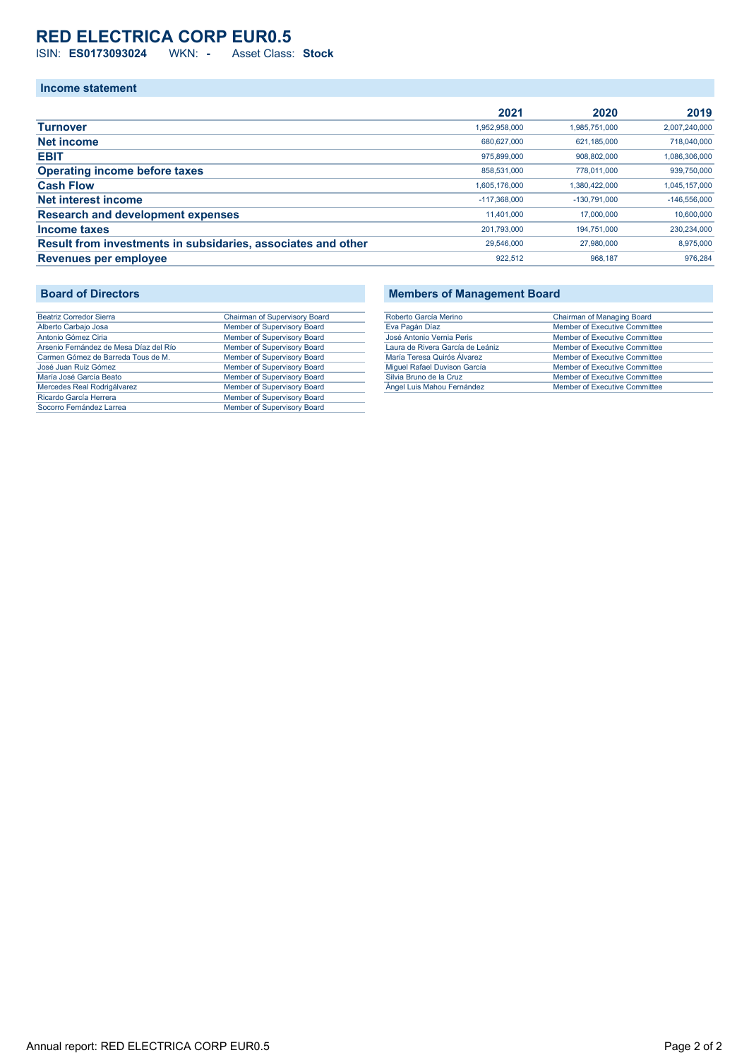# RED ELECTRICA CORP EUR0.5

ISIN: **ES0173093024** WKN: **-** Asset Class: **Stock**

## Income statement

| | 2021 | 2020 | 2019 |
|---|---|---|---|
| **Turnover** | 1,952,958,000 | 1,985,751,000 | 2,007,240,000 |
| **Net income** | 680,627,000 | 621,185,000 | 718,040,000 |
| **EBIT** | 975,899,000 | 908,802,000 | 1,086,306,000 |
| **Operating income before taxes** | 858,531,000 | 778,011,000 | 939,750,000 |
| **Cash Flow** | 1,605,176,000 | 1,380,422,000 | 1,045,157,000 |
| **Net interest income** | -117,368,000 | -130,791,000 | -146,556,000 |
| **Research and development expenses** | 11,401,000 | 17,000,000 | 10,600,000 |
| **Income taxes** | 201,793,000 | 194,751,000 | 230,234,000 |
| **Result from investments in subsidaries, associates and other** | 29,546,000 | 27,980,000 | 8,975,000 |
| **Revenues per employee** | 922,512 | 968,187 | 976,284 |

## Board of Directors

| | |
|---|---|
| Beatriz Corredor Sierra | Chairman of Supervisory Board |
| Alberto Carbajo Josa | Member of Supervisory Board |
| Antonio Gómez Ciria | Member of Supervisory Board |
| Arsenio Fernández de Mesa Díaz del Río | Member of Supervisory Board |
| Carmen Gómez de Barreda Tous de M. | Member of Supervisory Board |
| José Juan Ruiz Gómez | Member of Supervisory Board |
| María José García Beato | Member of Supervisory Board |
| Mercedes Real Rodrigálvarez | Member of Supervisory Board |
| Ricardo García Herrera | Member of Supervisory Board |
| Socorro Fernández Larrea | Member of Supervisory Board |

## Members of Management Board

| | |
|---|---|
| Roberto García Merino | Chairman of Managing Board |
| Eva Pagán Díaz | Member of Executive Committee |
| José Antonio Vernia Peris | Member of Executive Committee |
| Laura de Rivera García de Leániz | Member of Executive Committee |
| María Teresa Quirós Álvarez | Member of Executive Committee |
| Miguel Rafael Duvison García | Member of Executive Committee |
| Silvia Bruno de la Cruz | Member of Executive Committee |
| Ángel Luis Mahou Fernández | Member of Executive Committee |